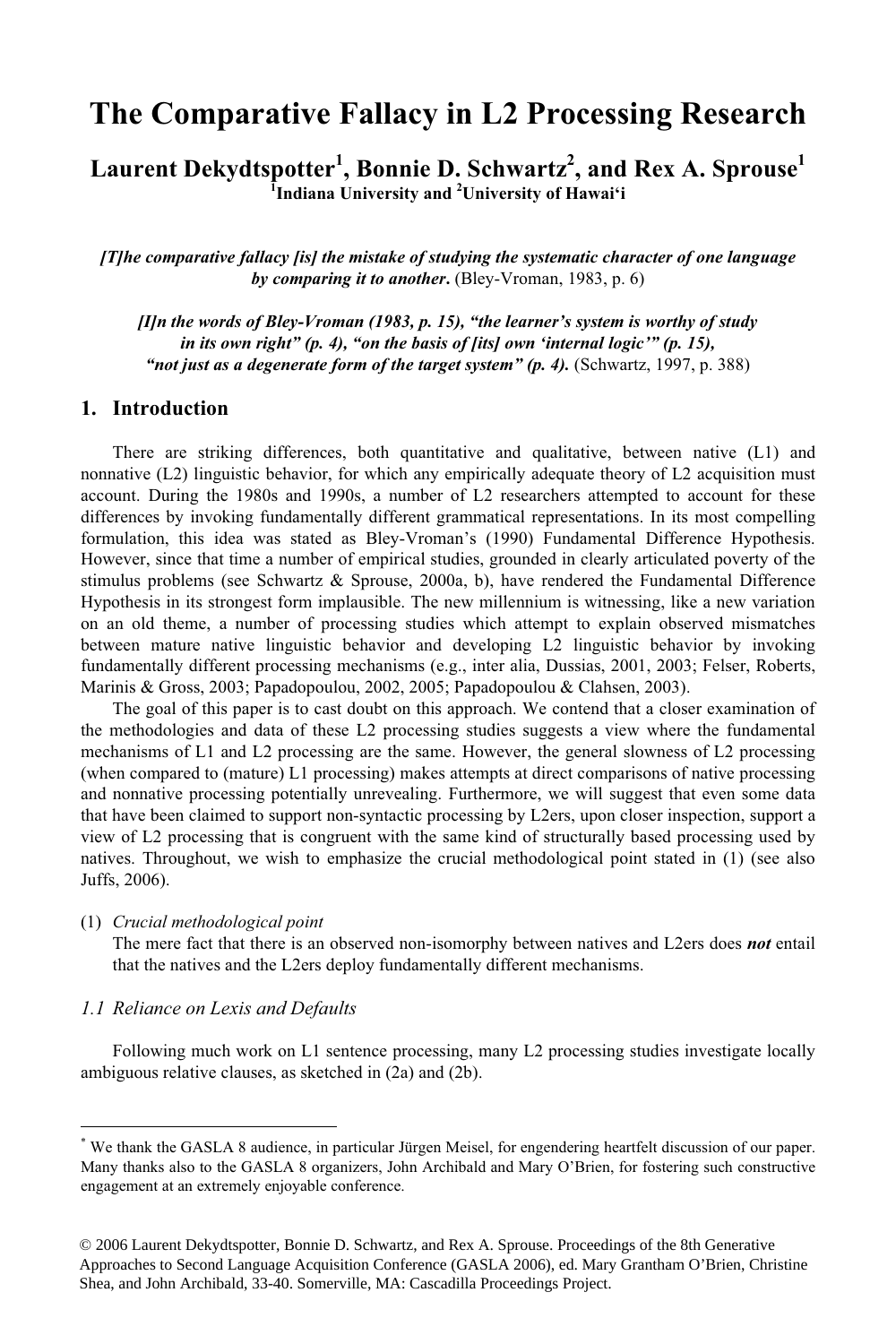# The Comparative Fallacy in L2 Processing Research

**Laurent Dekydtspotter[1], Bonnie D. Schwartz[2], and Rex A. Sprouse[1]**
**[1]Indiana University and [2]University of Hawai‘i**

> ***[T]he comparative fallacy [is] the mistake of studying the systematic character of one language by comparing it to another.*** (Bley-Vroman, 1983, p. 6)

> ***[I]n the words of Bley-Vroman (1983, p. 15), "the learner's system is worthy of study in its own right" (p. 4), "on the basis of [its] own 'internal logic'" (p. 15), "not just as a degenerate form of the target system" (p. 4).*** (Schwartz, 1997, p. 388)

## 1. Introduction

There are striking differences, both quantitative and qualitative, between native (L1) and nonnative (L2) linguistic behavior, for which any empirically adequate theory of L2 acquisition must account. During the 1980s and 1990s, a number of L2 researchers attempted to account for these differences by invoking fundamentally different grammatical representations. In its most compelling formulation, this idea was stated as Bley-Vroman's (1990) Fundamental Difference Hypothesis. However, since that time a number of empirical studies, grounded in clearly articulated poverty of the stimulus problems (see Schwartz & Sprouse, 2000a, b), have rendered the Fundamental Difference Hypothesis in its strongest form implausible. The new millennium is witnessing, like a new variation on an old theme, a number of processing studies which attempt to explain observed mismatches between mature native linguistic behavior and developing L2 linguistic behavior by invoking fundamentally different processing mechanisms (e.g., inter alia, Dussias, 2001, 2003; Felser, Roberts, Marinis & Gross, 2003; Papadopoulou, 2002, 2005; Papadopoulou & Clahsen, 2003).

The goal of this paper is to cast doubt on this approach. We contend that a closer examination of the methodologies and data of these L2 processing studies suggests a view where the fundamental mechanisms of L1 and L2 processing are the same. However, the general slowness of L2 processing (when compared to (mature) L1 processing) makes attempts at direct comparisons of native processing and nonnative processing potentially unrevealing. Furthermore, we will suggest that even some data that have been claimed to support non-syntactic processing by L2ers, upon closer inspection, support a view of L2 processing that is congruent with the same kind of structurally based processing used by natives. Throughout, we wish to emphasize the crucial methodological point stated in (1) (see also Juffs, 2006).

(1) *Crucial methodological point*
The mere fact that there is an observed non-isomorphy between natives and L2ers does ***not*** entail that the natives and the L2ers deploy fundamentally different mechanisms.

### *1.1 Reliance on Lexis and Defaults*

Following much work on L1 sentence processing, many L2 processing studies investigate locally ambiguous relative clauses, as sketched in (2a) and (2b).

---

* We thank the GASLA 8 audience, in particular Jürgen Meisel, for engendering heartfelt discussion of our paper. Many thanks also to the GASLA 8 organizers, John Archibald and Mary O'Brien, for fostering such constructive engagement at an extremely enjoyable conference.

© 2006 Laurent Dekydtspotter, Bonnie D. Schwartz, and Rex A. Sprouse. Proceedings of the 8th Generative Approaches to Second Language Acquisition Conference (GASLA 2006), ed. Mary Grantham O'Brien, Christine Shea, and John Archibald, 33-40. Somerville, MA: Cascadilla Proceedings Project.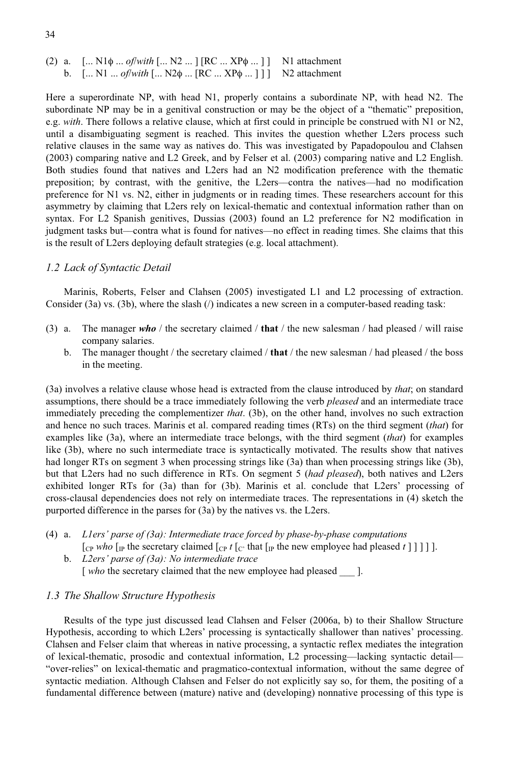(2) a. [... N1ϕ ... *of*/*with* [... N2 ... ] [RC ... XPϕ ... ] ]  N1 attachment
  b. [... N1 ... *of*/*with* [... N2ϕ ... [RC ... XPϕ ... ] ] ]  N2 attachment

Here a superordinate NP, with head N1, properly contains a subordinate NP, with head N2. The subordinate NP may be in a genitival construction or may be the object of a "thematic" preposition, e.g. *with*. There follows a relative clause, which at first could in principle be construed with N1 or N2, until a disambiguating segment is reached. This invites the question whether L2ers process such relative clauses in the same way as natives do. This was investigated by Papadopoulou and Clahsen (2003) comparing native and L2 Greek, and by Felser et al. (2003) comparing native and L2 English. Both studies found that natives and L2ers had an N2 modification preference with the thematic preposition; by contrast, with the genitive, the L2ers—contra the natives—had no modification preference for N1 vs. N2, either in judgments or in reading times. These researchers account for this asymmetry by claiming that L2ers rely on lexical-thematic and contextual information rather than on syntax. For L2 Spanish genitives, Dussias (2003) found an L2 preference for N2 modification in judgment tasks but—contra what is found for natives—no effect in reading times. She claims that this is the result of L2ers deploying default strategies (e.g. local attachment).

### 1.2 Lack of Syntactic Detail

Marinis, Roberts, Felser and Clahsen (2005) investigated L1 and L2 processing of extraction. Consider (3a) vs. (3b), where the slash (/) indicates a new screen in a computer-based reading task:

(3) a. The manager ***who*** / the secretary claimed / **that** / the new salesman / had pleased / will raise company salaries.
  b. The manager thought / the secretary claimed / **that** / the new salesman / had pleased / the boss in the meeting.

(3a) involves a relative clause whose head is extracted from the clause introduced by *that*; on standard assumptions, there should be a trace immediately following the verb *pleased* and an intermediate trace immediately preceding the complementizer *that*. (3b), on the other hand, involves no such extraction and hence no such traces. Marinis et al. compared reading times (RTs) on the third segment (*that*) for examples like (3a), where an intermediate trace belongs, with the third segment (*that*) for examples like (3b), where no such intermediate trace is syntactically motivated. The results show that natives had longer RTs on segment 3 when processing strings like (3a) than when processing strings like (3b), but that L2ers had no such difference in RTs. On segment 5 (*had pleased*), both natives and L2ers exhibited longer RTs for (3a) than for (3b). Marinis et al. conclude that L2ers' processing of cross-clausal dependencies does not rely on intermediate traces. The representations in (4) sketch the purported difference in the parses for (3a) by the natives vs. the L2ers.

(4) a. *L1ers' parse of (3a): Intermediate trace forced by phase-by-phase computations*
  [$_{CP}$ *who* [$_{IP}$ the secretary claimed [$_{CP}$ *t* [$_{C'}$ that [$_{IP}$ the new employee had pleased *t* ] ] ] ] ].
  b. *L2ers' parse of (3a): No intermediate trace*
  [ *who* the secretary claimed that the new employee had pleased ___ ].

### 1.3 The Shallow Structure Hypothesis

Results of the type just discussed lead Clahsen and Felser (2006a, b) to their Shallow Structure Hypothesis, according to which L2ers' processing is syntactically shallower than natives' processing. Clahsen and Felser claim that whereas in native processing, a syntactic reflex mediates the integration of lexical-thematic, prosodic and contextual information, L2 processing—lacking syntactic detail—"over-relies" on lexical-thematic and pragmatico-contextual information, without the same degree of syntactic mediation. Although Clahsen and Felser do not explicitly say so, for them, the positing of a fundamental difference between (mature) native and (developing) nonnative processing of this type is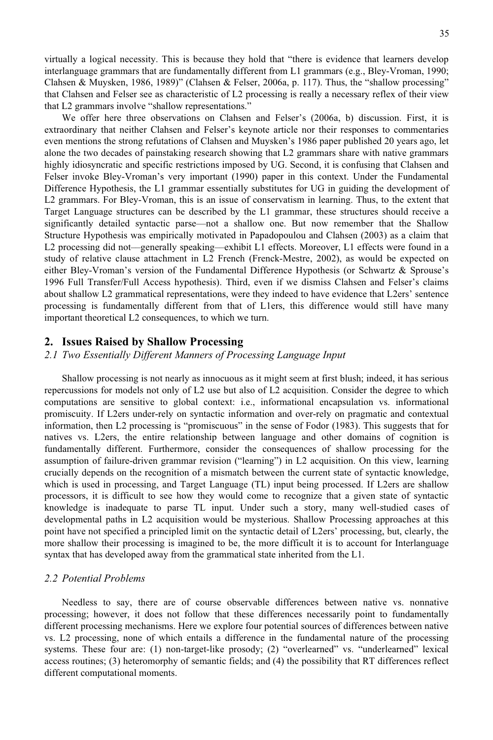virtually a logical necessity. This is because they hold that "there is evidence that learners develop interlanguage grammars that are fundamentally different from L1 grammars (e.g., Bley-Vroman, 1990; Clahsen & Muysken, 1986, 1989)" (Clahsen & Felser, 2006a, p. 117). Thus, the "shallow processing" that Clahsen and Felser see as characteristic of L2 processing is really a necessary reflex of their view that L2 grammars involve "shallow representations."

We offer here three observations on Clahsen and Felser's (2006a, b) discussion. First, it is extraordinary that neither Clahsen and Felser's keynote article nor their responses to commentaries even mentions the strong refutations of Clahsen and Muysken's 1986 paper published 20 years ago, let alone the two decades of painstaking research showing that L2 grammars share with native grammars highly idiosyncratic and specific restrictions imposed by UG. Second, it is confusing that Clahsen and Felser invoke Bley-Vroman's very important (1990) paper in this context. Under the Fundamental Difference Hypothesis, the L1 grammar essentially substitutes for UG in guiding the development of L2 grammars. For Bley-Vroman, this is an issue of conservatism in learning. Thus, to the extent that Target Language structures can be described by the L1 grammar, these structures should receive a significantly detailed syntactic parse—not a shallow one. But now remember that the Shallow Structure Hypothesis was empirically motivated in Papadopoulou and Clahsen (2003) as a claim that L2 processing did not—generally speaking—exhibit L1 effects. Moreover, L1 effects were found in a study of relative clause attachment in L2 French (Frenck-Mestre, 2002), as would be expected on either Bley-Vroman's version of the Fundamental Difference Hypothesis (or Schwartz & Sprouse's 1996 Full Transfer/Full Access hypothesis). Third, even if we dismiss Clahsen and Felser's claims about shallow L2 grammatical representations, were they indeed to have evidence that L2ers' sentence processing is fundamentally different from that of L1ers, this difference would still have many important theoretical L2 consequences, to which we turn.

## 2. Issues Raised by Shallow Processing

### *2.1 Two Essentially Different Manners of Processing Language Input*

Shallow processing is not nearly as innocuous as it might seem at first blush; indeed, it has serious repercussions for models not only of L2 use but also of L2 acquisition. Consider the degree to which computations are sensitive to global context: i.e., informational encapsulation vs. informational promiscuity. If L2ers under-rely on syntactic information and over-rely on pragmatic and contextual information, then L2 processing is "promiscuous" in the sense of Fodor (1983). This suggests that for natives vs. L2ers, the entire relationship between language and other domains of cognition is fundamentally different. Furthermore, consider the consequences of shallow processing for the assumption of failure-driven grammar revision ("learning") in L2 acquisition. On this view, learning crucially depends on the recognition of a mismatch between the current state of syntactic knowledge, which is used in processing, and Target Language (TL) input being processed. If L2ers are shallow processors, it is difficult to see how they would come to recognize that a given state of syntactic knowledge is inadequate to parse TL input. Under such a story, many well-studied cases of developmental paths in L2 acquisition would be mysterious. Shallow Processing approaches at this point have not specified a principled limit on the syntactic detail of L2ers' processing, but, clearly, the more shallow their processing is imagined to be, the more difficult it is to account for Interlanguage syntax that has developed away from the grammatical state inherited from the L1.

### *2.2 Potential Problems*

Needless to say, there are of course observable differences between native vs. nonnative processing; however, it does not follow that these differences necessarily point to fundamentally different processing mechanisms. Here we explore four potential sources of differences between native vs. L2 processing, none of which entails a difference in the fundamental nature of the processing systems. These four are: (1) non-target-like prosody; (2) "overlearned" vs. "underlearned" lexical access routines; (3) heteromorphy of semantic fields; and (4) the possibility that RT differences reflect different computational moments.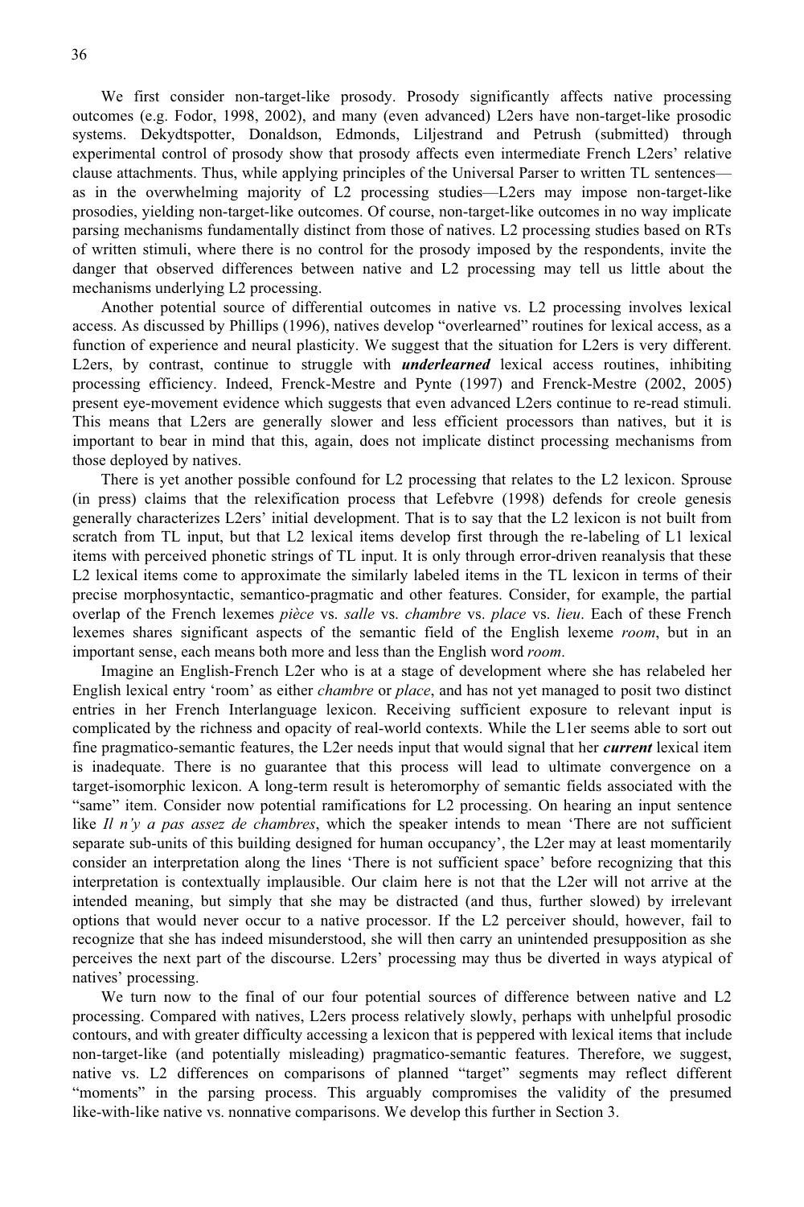We first consider non-target-like prosody. Prosody significantly affects native processing outcomes (e.g. Fodor, 1998, 2002), and many (even advanced) L2ers have non-target-like prosodic systems. Dekydtspotter, Donaldson, Edmonds, Liljestrand and Petrush (submitted) through experimental control of prosody show that prosody affects even intermediate French L2ers' relative clause attachments. Thus, while applying principles of the Universal Parser to written TL sentences—as in the overwhelming majority of L2 processing studies—L2ers may impose non-target-like prosodies, yielding non-target-like outcomes. Of course, non-target-like outcomes in no way implicate parsing mechanisms fundamentally distinct from those of natives. L2 processing studies based on RTs of written stimuli, where there is no control for the prosody imposed by the respondents, invite the danger that observed differences between native and L2 processing may tell us little about the mechanisms underlying L2 processing.

Another potential source of differential outcomes in native vs. L2 processing involves lexical access. As discussed by Phillips (1996), natives develop "overlearned" routines for lexical access, as a function of experience and neural plasticity. We suggest that the situation for L2ers is very different. L2ers, by contrast, continue to struggle with ***underlearned*** lexical access routines, inhibiting processing efficiency. Indeed, Frenck-Mestre and Pynte (1997) and Frenck-Mestre (2002, 2005) present eye-movement evidence which suggests that even advanced L2ers continue to re-read stimuli. This means that L2ers are generally slower and less efficient processors than natives, but it is important to bear in mind that this, again, does not implicate distinct processing mechanisms from those deployed by natives.

There is yet another possible confound for L2 processing that relates to the L2 lexicon. Sprouse (in press) claims that the relexification process that Lefebvre (1998) defends for creole genesis generally characterizes L2ers' initial development. That is to say that the L2 lexicon is not built from scratch from TL input, but that L2 lexical items develop first through the re-labeling of L1 lexical items with perceived phonetic strings of TL input. It is only through error-driven reanalysis that these L2 lexical items come to approximate the similarly labeled items in the TL lexicon in terms of their precise morphosyntactic, semantico-pragmatic and other features. Consider, for example, the partial overlap of the French lexemes *pièce* vs. *salle* vs. *chambre* vs. *place* vs. *lieu*. Each of these French lexemes shares significant aspects of the semantic field of the English lexeme *room*, but in an important sense, each means both more and less than the English word *room*.

Imagine an English-French L2er who is at a stage of development where she has relabeled her English lexical entry 'room' as either *chambre* or *place*, and has not yet managed to posit two distinct entries in her French Interlanguage lexicon. Receiving sufficient exposure to relevant input is complicated by the richness and opacity of real-world contexts. While the L1er seems able to sort out fine pragmatico-semantic features, the L2er needs input that would signal that her ***current*** lexical item is inadequate. There is no guarantee that this process will lead to ultimate convergence on a target-isomorphic lexicon. A long-term result is heteromorphy of semantic fields associated with the "same" item. Consider now potential ramifications for L2 processing. On hearing an input sentence like *Il n'y a pas assez de chambres*, which the speaker intends to mean 'There are not sufficient separate sub-units of this building designed for human occupancy', the L2er may at least momentarily consider an interpretation along the lines 'There is not sufficient space' before recognizing that this interpretation is contextually implausible. Our claim here is not that the L2er will not arrive at the intended meaning, but simply that she may be distracted (and thus, further slowed) by irrelevant options that would never occur to a native processor. If the L2 perceiver should, however, fail to recognize that she has indeed misunderstood, she will then carry an unintended presupposition as she perceives the next part of the discourse. L2ers' processing may thus be diverted in ways atypical of natives' processing.

We turn now to the final of our four potential sources of difference between native and L2 processing. Compared with natives, L2ers process relatively slowly, perhaps with unhelpful prosodic contours, and with greater difficulty accessing a lexicon that is peppered with lexical items that include non-target-like (and potentially misleading) pragmatico-semantic features. Therefore, we suggest, native vs. L2 differences on comparisons of planned "target" segments may reflect different "moments" in the parsing process. This arguably compromises the validity of the presumed like-with-like native vs. nonnative comparisons. We develop this further in Section 3.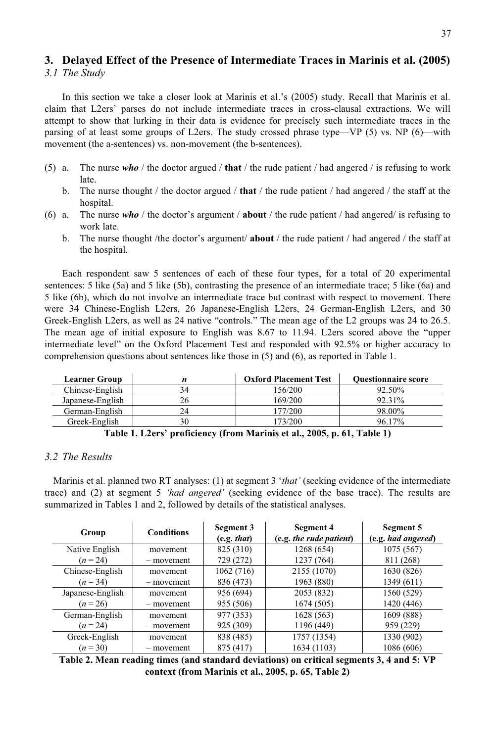## 3. Delayed Effect of the Presence of Intermediate Traces in Marinis et al. (2005)

### 3.1 The Study

In this section we take a closer look at Marinis et al.'s (2005) study. Recall that Marinis et al. claim that L2ers' parses do not include intermediate traces in cross-clausal extractions. We will attempt to show that lurking in their data is evidence for precisely such intermediate traces in the parsing of at least some groups of L2ers. The study crossed phrase type—VP (5) vs. NP (6)—with movement (the a-sentences) vs. non-movement (the b-sentences).

(5) a. The nurse ***who*** / the doctor argued / **that** / the rude patient / had angered / is refusing to work late.

b. The nurse thought / the doctor argued / **that** / the rude patient / had angered / the staff at the hospital.

(6) a. The nurse ***who*** / the doctor's argument / **about** / the rude patient / had angered/ is refusing to work late.

b. The nurse thought /the doctor's argument/ **about** / the rude patient / had angered / the staff at the hospital.

Each respondent saw 5 sentences of each of these four types, for a total of 20 experimental sentences: 5 like (5a) and 5 like (5b), contrasting the presence of an intermediate trace; 5 like (6a) and 5 like (6b), which do not involve an intermediate trace but contrast with respect to movement. There were 34 Chinese-English L2ers, 26 Japanese-English L2ers, 24 German-English L2ers, and 30 Greek-English L2ers, as well as 24 native "controls." The mean age of the L2 groups was 24 to 26.5. The mean age of initial exposure to English was 8.67 to 11.94. L2ers scored above the "upper intermediate level" on the Oxford Placement Test and responded with 92.5% or higher accuracy to comprehension questions about sentences like those in (5) and (6), as reported in Table 1.

| Learner Group | *n* | Oxford Placement Test | Questionnaire score |
|---|---|---|---|
| Chinese-English | 34 | 156/200 | 92.50% |
| Japanese-English | 26 | 169/200 | 92.31% |
| German-English | 24 | 177/200 | 98.00% |
| Greek-English | 30 | 173/200 | 96.17% |

**Table 1. L2ers' proficiency (from Marinis et al., 2005, p. 61, Table 1)**

### 3.2 The Results

Marinis et al. planned two RT analyses: (1) at segment 3 '*that'* (seeking evidence of the intermediate trace) and (2) at segment 5 *'had angered'* (seeking evidence of the base trace). The results are summarized in Tables 1 and 2, followed by details of the statistical analyses.

| Group | Conditions | Segment 3 (e.g. *that*) | Segment 4 (e.g. *the rude patient*) | Segment 5 (e.g. *had angered*) |
|---|---|---|---|---|
| Native English | movement | 825 (310) | 1268 (654) | 1075 (567) |
| (*n* = 24) | – movement | 729 (272) | 1237 (764) | 811 (268) |
| Chinese-English | movement | 1062 (716) | 2155 (1070) | 1630 (826) |
| (*n* = 34) | – movement | 836 (473) | 1963 (880) | 1349 (611) |
| Japanese-English | movement | 956 (694) | 2053 (832) | 1560 (529) |
| (*n* = 26) | – movement | 955 (506) | 1674 (505) | 1420 (446) |
| German-English | movement | 977 (353) | 1628 (563) | 1609 (888) |
| (*n* = 24) | – movement | 925 (309) | 1196 (449) | 959 (229) |
| Greek-English | movement | 838 (485) | 1757 (1354) | 1330 (902) |
| (*n* = 30) | – movement | 875 (417) | 1634 (1103) | 1086 (606) |

**Table 2. Mean reading times (and standard deviations) on critical segments 3, 4 and 5: VP context (from Marinis et al., 2005, p. 65, Table 2)**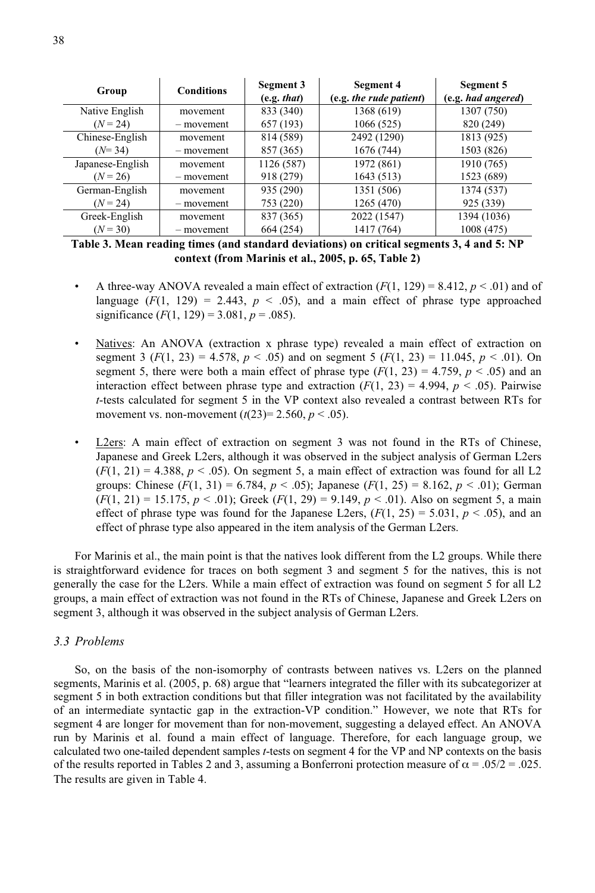| Group | Conditions | Segment 3 (e.g. *that*) | Segment 4 (e.g. *the rude patient*) | Segment 5 (e.g. *had angered*) |
|---|---|---|---|---|
| Native English | movement | 833 (340) | 1368 (619) | 1307 (750) |
| ($N$ = 24) | – movement | 657 (193) | 1066 (525) | 820 (249) |
| Chinese-English | movement | 814 (589) | 2492 (1290) | 1813 (925) |
| ($N$= 34) | – movement | 857 (365) | 1676 (744) | 1503 (826) |
| Japanese-English | movement | 1126 (587) | 1972 (861) | 1910 (765) |
| ($N$ = 26) | – movement | 918 (279) | 1643 (513) | 1523 (689) |
| German-English | movement | 935 (290) | 1351 (506) | 1374 (537) |
| ($N$ = 24) | – movement | 753 (220) | 1265 (470) | 925 (339) |
| Greek-English | movement | 837 (365) | 2022 (1547) | 1394 (1036) |
| ($N$ = 30) | – movement | 664 (254) | 1417 (764) | 1008 (475) |

**Table 3. Mean reading times (and standard deviations) on critical segments 3, 4 and 5: NP context (from Marinis et al., 2005, p. 65, Table 2)**

- A three-way ANOVA revealed a main effect of extraction ($F(1, 129) = 8.412$, $p < .01$) and of language ($F(1, 129) = 2.443$, $p < .05$), and a main effect of phrase type approached significance ($F(1, 129) = 3.081$, $p = .085$).

- Natives: An ANOVA (extraction x phrase type) revealed a main effect of extraction on segment 3 ($F(1, 23) = 4.578$, $p < .05$) and on segment 5 ($F(1, 23) = 11.045$, $p < .01$). On segment 5, there were both a main effect of phrase type ($F(1, 23) = 4.759$, $p < .05$) and an interaction effect between phrase type and extraction ($F(1, 23) = 4.994$, $p < .05$). Pairwise *t*-tests calculated for segment 5 in the VP context also revealed a contrast between RTs for movement vs. non-movement ($t(23)= 2.560$, $p < .05$).

- L2ers: A main effect of extraction on segment 3 was not found in the RTs of Chinese, Japanese and Greek L2ers, although it was observed in the subject analysis of German L2ers ($F(1, 21) = 4.388$, $p < .05$). On segment 5, a main effect of extraction was found for all L2 groups: Chinese ($F(1, 31) = 6.784$, $p < .05$); Japanese ($F(1, 25) = 8.162$, $p < .01$); German ($F(1, 21) = 15.175$, $p < .01$); Greek ($F(1, 29) = 9.149$, $p < .01$). Also on segment 5, a main effect of phrase type was found for the Japanese L2ers, ($F(1, 25) = 5.031$, $p < .05$), and an effect of phrase type also appeared in the item analysis of the German L2ers.

For Marinis et al., the main point is that the natives look different from the L2 groups. While there is straightforward evidence for traces on both segment 3 and segment 5 for the natives, this is not generally the case for the L2ers. While a main effect of extraction was found on segment 5 for all L2 groups, a main effect of extraction was not found in the RTs of Chinese, Japanese and Greek L2ers on segment 3, although it was observed in the subject analysis of German L2ers.

### *3.3 Problems*

So, on the basis of the non-isomorphy of contrasts between natives vs. L2ers on the planned segments, Marinis et al. (2005, p. 68) argue that "learners integrated the filler with its subcategorizer at segment 5 in both extraction conditions but that filler integration was not facilitated by the availability of an intermediate syntactic gap in the extraction-VP condition." However, we note that RTs for segment 4 are longer for movement than for non-movement, suggesting a delayed effect. An ANOVA run by Marinis et al. found a main effect of language. Therefore, for each language group, we calculated two one-tailed dependent samples *t*-tests on segment 4 for the VP and NP contexts on the basis of the results reported in Tables 2 and 3, assuming a Bonferroni protection measure of $\alpha = .05/2 = .025$. The results are given in Table 4.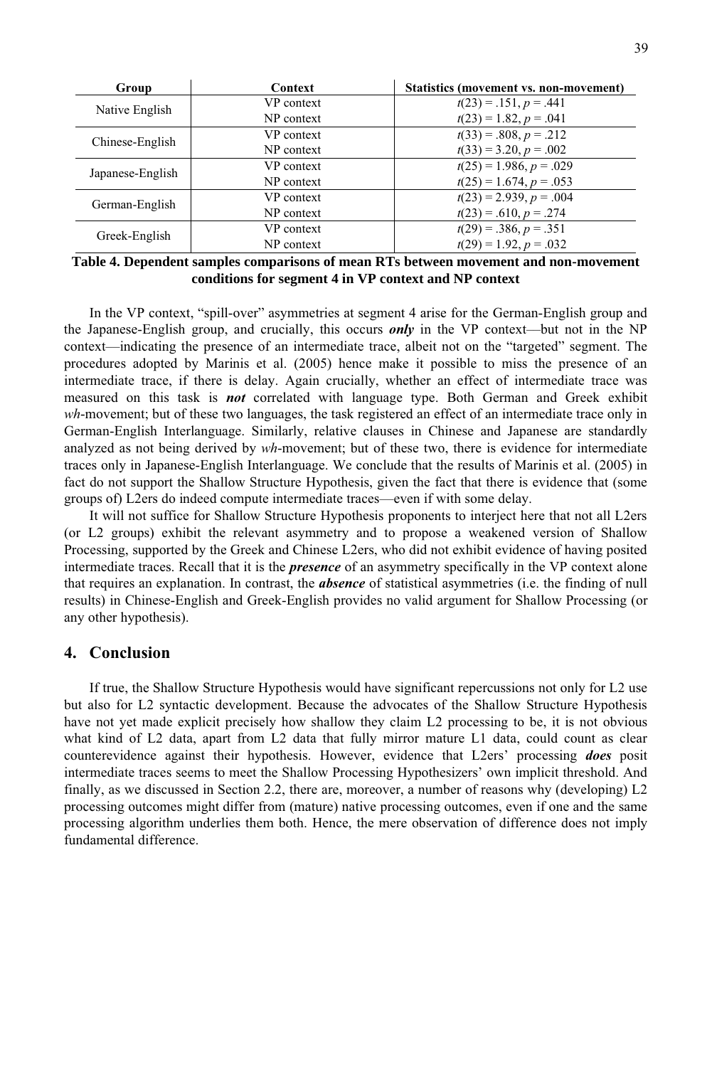| Group | Context | Statistics (movement vs. non-movement) |
|---|---|---|
| Native English | VP context | $t(23) = .151, p = .441$ |
| | NP context | $t(23) = 1.82, p = .041$ |
| Chinese-English | VP context | $t(33) = .808, p = .212$ |
| | NP context | $t(33) = 3.20, p = .002$ |
| Japanese-English | VP context | $t(25) = 1.986, p = .029$ |
| | NP context | $t(25) = 1.674, p = .053$ |
| German-English | VP context | $t(23) = 2.939, p = .004$ |
| | NP context | $t(23) = .610, p = .274$ |
| Greek-English | VP context | $t(29) = .386, p = .351$ |
| | NP context | $t(29) = 1.92, p = .032$ |

**Table 4. Dependent samples comparisons of mean RTs between movement and non-movement conditions for segment 4 in VP context and NP context**

In the VP context, "spill-over" asymmetries at segment 4 arise for the German-English group and the Japanese-English group, and crucially, this occurs ***only*** in the VP context—but not in the NP context—indicating the presence of an intermediate trace, albeit not on the "targeted" segment. The procedures adopted by Marinis et al. (2005) hence make it possible to miss the presence of an intermediate trace, if there is delay. Again crucially, whether an effect of intermediate trace was measured on this task is ***not*** correlated with language type. Both German and Greek exhibit *wh*-movement; but of these two languages, the task registered an effect of an intermediate trace only in German-English Interlanguage. Similarly, relative clauses in Chinese and Japanese are standardly analyzed as not being derived by *wh*-movement; but of these two, there is evidence for intermediate traces only in Japanese-English Interlanguage. We conclude that the results of Marinis et al. (2005) in fact do not support the Shallow Structure Hypothesis, given the fact that there is evidence that (some groups of) L2ers do indeed compute intermediate traces—even if with some delay.

It will not suffice for Shallow Structure Hypothesis proponents to interject here that not all L2ers (or L2 groups) exhibit the relevant asymmetry and to propose a weakened version of Shallow Processing, supported by the Greek and Chinese L2ers, who did not exhibit evidence of having posited intermediate traces. Recall that it is the ***presence*** of an asymmetry specifically in the VP context alone that requires an explanation. In contrast, the ***absence*** of statistical asymmetries (i.e. the finding of null results) in Chinese-English and Greek-English provides no valid argument for Shallow Processing (or any other hypothesis).

## 4. Conclusion

If true, the Shallow Structure Hypothesis would have significant repercussions not only for L2 use but also for L2 syntactic development. Because the advocates of the Shallow Structure Hypothesis have not yet made explicit precisely how shallow they claim L2 processing to be, it is not obvious what kind of L2 data, apart from L2 data that fully mirror mature L1 data, could count as clear counterevidence against their hypothesis. However, evidence that L2ers' processing ***does*** posit intermediate traces seems to meet the Shallow Processing Hypothesizers' own implicit threshold. And finally, as we discussed in Section 2.2, there are, moreover, a number of reasons why (developing) L2 processing outcomes might differ from (mature) native processing outcomes, even if one and the same processing algorithm underlies them both. Hence, the mere observation of difference does not imply fundamental difference.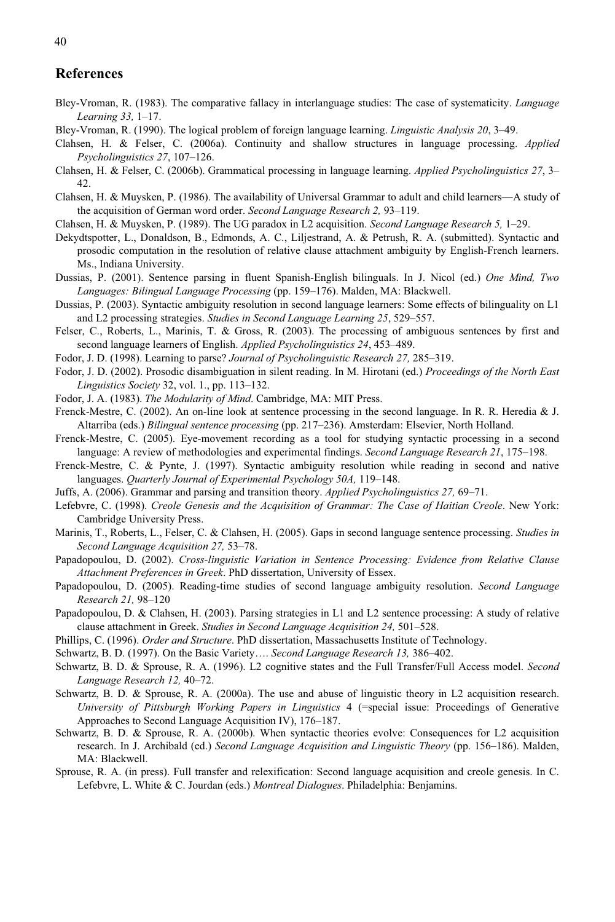## References

Bley-Vroman, R. (1983). The comparative fallacy in interlanguage studies: The case of systematicity. *Language Learning 33,* 1–17.

Bley-Vroman, R. (1990). The logical problem of foreign language learning. *Linguistic Analysis 20*, 3–49.

Clahsen, H. & Felser, C. (2006a). Continuity and shallow structures in language processing. *Applied Psycholinguistics 27*, 107–126.

Clahsen, H. & Felser, C. (2006b). Grammatical processing in language learning. *Applied Psycholinguistics 27*, 3–42.

Clahsen, H. & Muysken, P. (1986). The availability of Universal Grammar to adult and child learners—A study of the acquisition of German word order. *Second Language Research 2,* 93–119.

Clahsen, H. & Muysken, P. (1989). The UG paradox in L2 acquisition. *Second Language Research 5,* 1–29.

Dekydtspotter, L., Donaldson, B., Edmonds, A. C., Liljestrand, A. & Petrush, R. A. (submitted). Syntactic and prosodic computation in the resolution of relative clause attachment ambiguity by English-French learners. Ms., Indiana University.

Dussias, P. (2001). Sentence parsing in fluent Spanish-English bilinguals. In J. Nicol (ed.) *One Mind, Two Languages: Bilingual Language Processing* (pp. 159–176). Malden, MA: Blackwell.

Dussias, P. (2003). Syntactic ambiguity resolution in second language learners: Some effects of bilinguality on L1 and L2 processing strategies. *Studies in Second Language Learning 25*, 529–557.

Felser, C., Roberts, L., Marinis, T. & Gross, R. (2003). The processing of ambiguous sentences by first and second language learners of English. *Applied Psycholinguistics 24*, 453–489.

Fodor, J. D. (1998). Learning to parse? *Journal of Psycholinguistic Research 27,* 285–319.

Fodor, J. D. (2002). Prosodic disambiguation in silent reading. In M. Hirotani (ed.) *Proceedings of the North East Linguistics Society* 32, vol. 1., pp. 113–132.

Fodor, J. A. (1983). *The Modularity of Mind*. Cambridge, MA: MIT Press.

Frenck-Mestre, C. (2002). An on-line look at sentence processing in the second language. In R. R. Heredia & J. Altarriba (eds.) *Bilingual sentence processing* (pp. 217–236). Amsterdam: Elsevier, North Holland.

Frenck-Mestre, C. (2005). Eye-movement recording as a tool for studying syntactic processing in a second language: A review of methodologies and experimental findings. *Second Language Research 21*, 175–198.

Frenck-Mestre, C. & Pynte, J. (1997). Syntactic ambiguity resolution while reading in second and native languages. *Quarterly Journal of Experimental Psychology 50A,* 119–148.

Juffs, A. (2006). Grammar and parsing and transition theory. *Applied Psycholinguistics 27,* 69–71.

Lefebvre, C. (1998). *Creole Genesis and the Acquisition of Grammar: The Case of Haitian Creole*. New York: Cambridge University Press.

Marinis, T., Roberts, L., Felser, C. & Clahsen, H. (2005). Gaps in second language sentence processing. *Studies in Second Language Acquisition 27,* 53–78.

Papadopoulou, D. (2002). *Cross-linguistic Variation in Sentence Processing: Evidence from Relative Clause Attachment Preferences in Greek*. PhD dissertation, University of Essex.

Papadopoulou, D. (2005). Reading-time studies of second language ambiguity resolution. *Second Language Research 21,* 98–120

Papadopoulou, D. & Clahsen, H. (2003). Parsing strategies in L1 and L2 sentence processing: A study of relative clause attachment in Greek. *Studies in Second Language Acquisition 24,* 501–528.

Phillips, C. (1996). *Order and Structure*. PhD dissertation, Massachusetts Institute of Technology.

Schwartz, B. D. (1997). On the Basic Variety…. *Second Language Research 13,* 386–402.

Schwartz, B. D. & Sprouse, R. A. (1996). L2 cognitive states and the Full Transfer/Full Access model. *Second Language Research 12,* 40–72.

Schwartz, B. D. & Sprouse, R. A. (2000a). The use and abuse of linguistic theory in L2 acquisition research. *University of Pittsburgh Working Papers in Linguistics* 4 (=special issue: Proceedings of Generative Approaches to Second Language Acquisition IV), 176–187.

Schwartz, B. D. & Sprouse, R. A. (2000b). When syntactic theories evolve: Consequences for L2 acquisition research. In J. Archibald (ed.) *Second Language Acquisition and Linguistic Theory* (pp. 156–186). Malden, MA: Blackwell.

Sprouse, R. A. (in press). Full transfer and relexification: Second language acquisition and creole genesis. In C. Lefebvre, L. White & C. Jourdan (eds.) *Montreal Dialogues*. Philadelphia: Benjamins.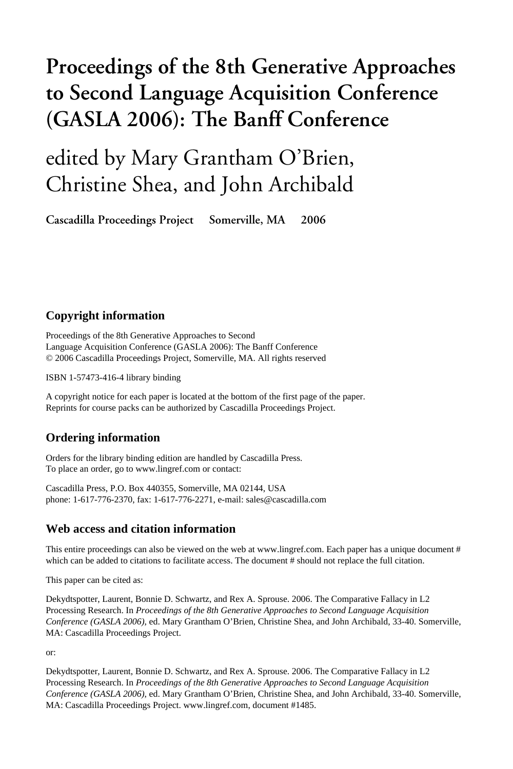# Proceedings of the 8th Generative Approaches to Second Language Acquisition Conference (GASLA 2006): The Banff Conference

## edited by Mary Grantham O'Brien, Christine Shea, and John Archibald

**Cascadilla Proceedings Project Somerville, MA 2006**

### Copyright information

Proceedings of the 8th Generative Approaches to Second Language Acquisition Conference (GASLA 2006): The Banff Conference
© 2006 Cascadilla Proceedings Project, Somerville, MA. All rights reserved

ISBN 1-57473-416-4 library binding

A copyright notice for each paper is located at the bottom of the first page of the paper.
Reprints for course packs can be authorized by Cascadilla Proceedings Project.

### Ordering information

Orders for the library binding edition are handled by Cascadilla Press.
To place an order, go to www.lingref.com or contact:

Cascadilla Press, P.O. Box 440355, Somerville, MA 02144, USA
phone: 1-617-776-2370, fax: 1-617-776-2271, e-mail: sales@cascadilla.com

### Web access and citation information

This entire proceedings can also be viewed on the web at www.lingref.com. Each paper has a unique document # which can be added to citations to facilitate access. The document # should not replace the full citation.

This paper can be cited as:

Dekydtspotter, Laurent, Bonnie D. Schwartz, and Rex A. Sprouse. 2006. The Comparative Fallacy in L2 Processing Research. In *Proceedings of the 8th Generative Approaches to Second Language Acquisition Conference (GASLA 2006)*, ed. Mary Grantham O'Brien, Christine Shea, and John Archibald, 33-40. Somerville, MA: Cascadilla Proceedings Project.

or:

Dekydtspotter, Laurent, Bonnie D. Schwartz, and Rex A. Sprouse. 2006. The Comparative Fallacy in L2 Processing Research. In *Proceedings of the 8th Generative Approaches to Second Language Acquisition Conference (GASLA 2006)*, ed. Mary Grantham O'Brien, Christine Shea, and John Archibald, 33-40. Somerville, MA: Cascadilla Proceedings Project. www.lingref.com, document #1485.